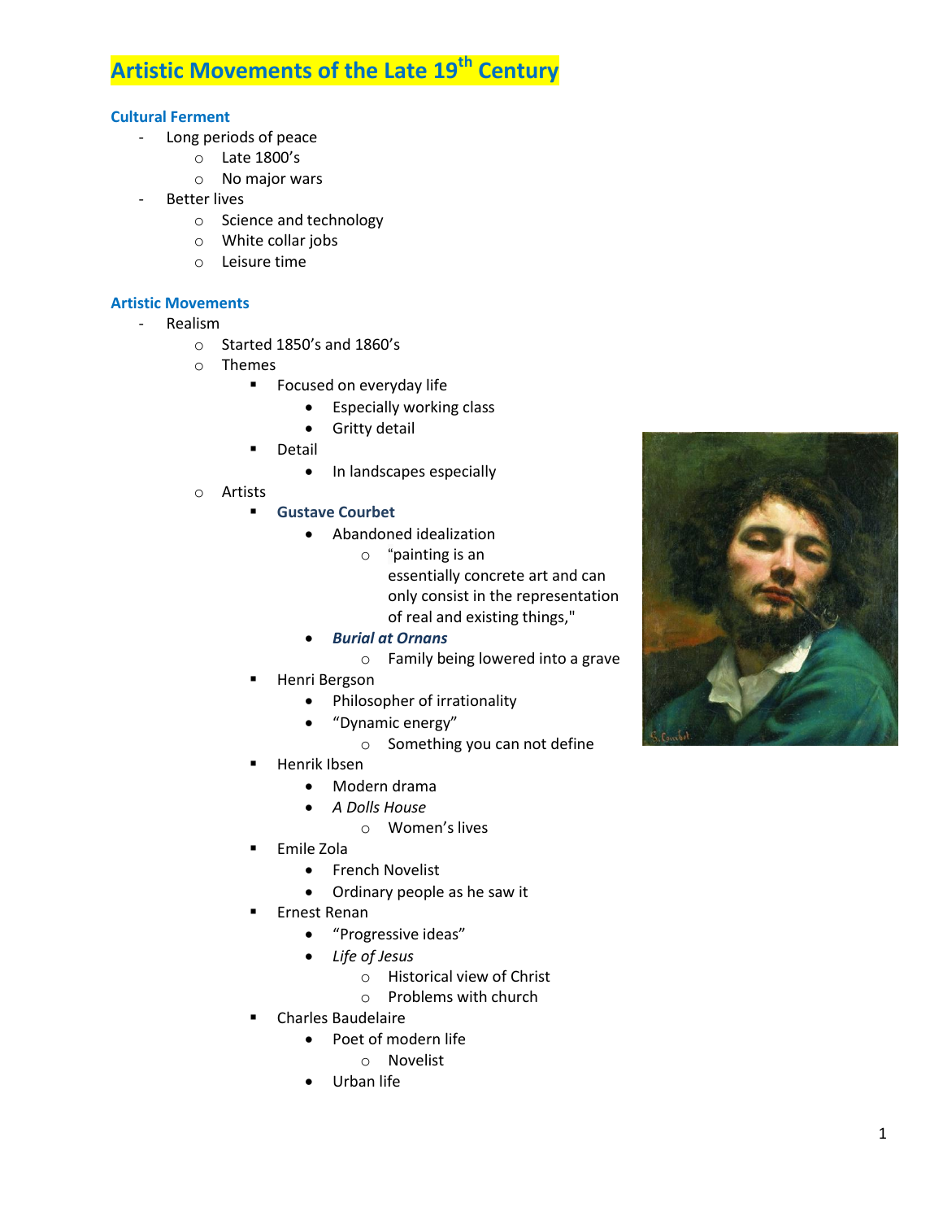# Artistic Movements of the Late 19th Century

## Cultural Ferment

- Long periods of peace
  - Late 1800's
  - No major wars
- Better lives
  - Science and technology
  - White collar jobs
  - Leisure time

## Artistic Movements

- Realism
  - Started 1850's and 1860's
  - Themes
    - Focused on everyday life
      - Especially working class
      - Gritty detail
    - Detail
      - In landscapes especially
  - Artists
    - **Gustave Courbet**
      - Abandoned idealization
        - "painting is an essentially concrete art and can only consist in the representation of real and existing things,"
      - ***Burial at Ornans***
        - Family being lowered into a grave
    - Henri Bergson
      - Philosopher of irrationality
      - "Dynamic energy"
        - Something you can not define
    - Henrik Ibsen
      - Modern drama
      - *A Dolls House*
        - Women's lives
    - Emile Zola
      - French Novelist
      - Ordinary people as he saw it
    - Ernest Renan
      - "Progressive ideas"
      - *Life of Jesus*
        - Historical view of Christ
        - Problems with church
    - Charles Baudelaire
      - Poet of modern life
        - Novelist
      - Urban life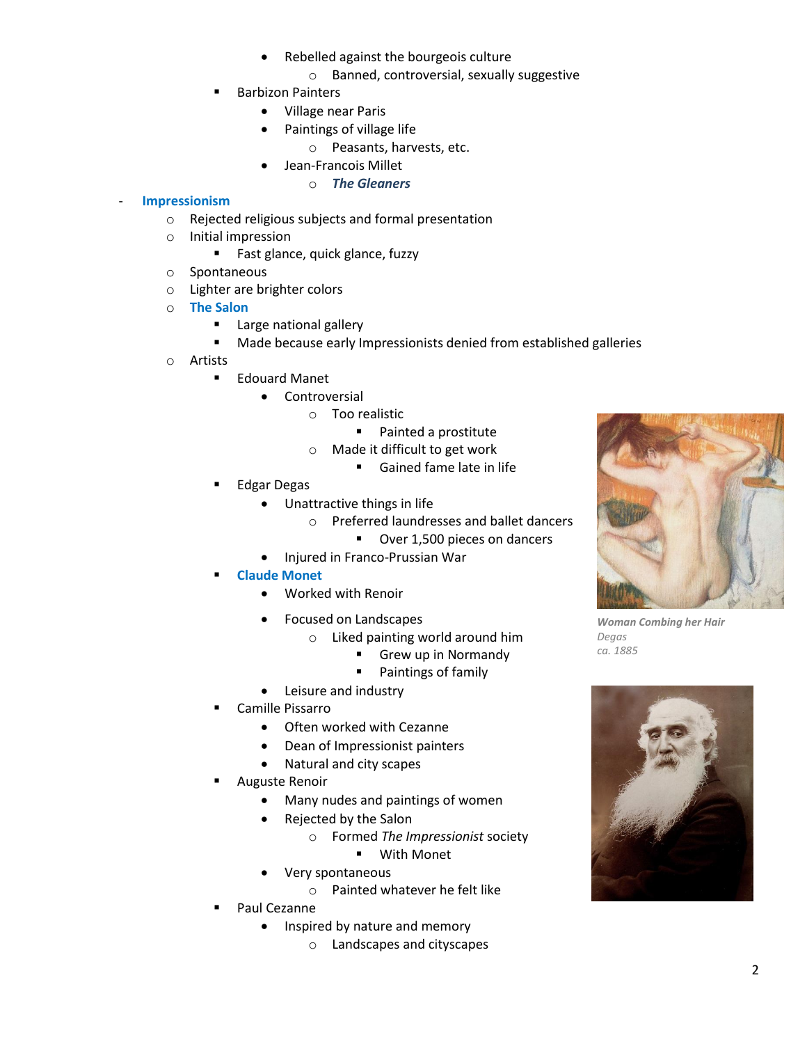- Rebelled against the bourgeois culture
        - Banned, controversial, sexually suggestive
  - Barbizon Painters
    - Village near Paris
    - Paintings of village life
      - Peasants, harvests, etc.
    - Jean-Francois Millet
      - ***The Gleaners***

- **Impressionism**
  - Rejected religious subjects and formal presentation
  - Initial impression
    - Fast glance, quick glance, fuzzy
  - Spontaneous
  - Lighter are brighter colors
  - **The Salon**
    - Large national gallery
    - Made because early Impressionists denied from established galleries
  - Artists
    - Edouard Manet
      - Controversial
        - Too realistic
          - Painted a prostitute
        - Made it difficult to get work
          - Gained fame late in life
    - Edgar Degas
      - Unattractive things in life
        - Preferred laundresses and ballet dancers
          - Over 1,500 pieces on dancers
      - Injured in Franco-Prussian War
    - **Claude Monet**
      - Worked with Renoir
      - Focused on Landscapes
        - Liked painting world around him
          - Grew up in Normandy
          - Paintings of family
      - Leisure and industry
    - Camille Pissarro
      - Often worked with Cezanne
      - Dean of Impressionist painters
      - Natural and city scapes
    - Auguste Renoir
      - Many nudes and paintings of women
      - Rejected by the Salon
        - Formed *The Impressionist* society
          - With Monet
      - Very spontaneous
        - Painted whatever he felt like
    - Paul Cezanne
      - Inspired by nature and memory
        - Landscapes and cityscapes

***Woman Combing her Hair***
*Degas*
*ca. 1885*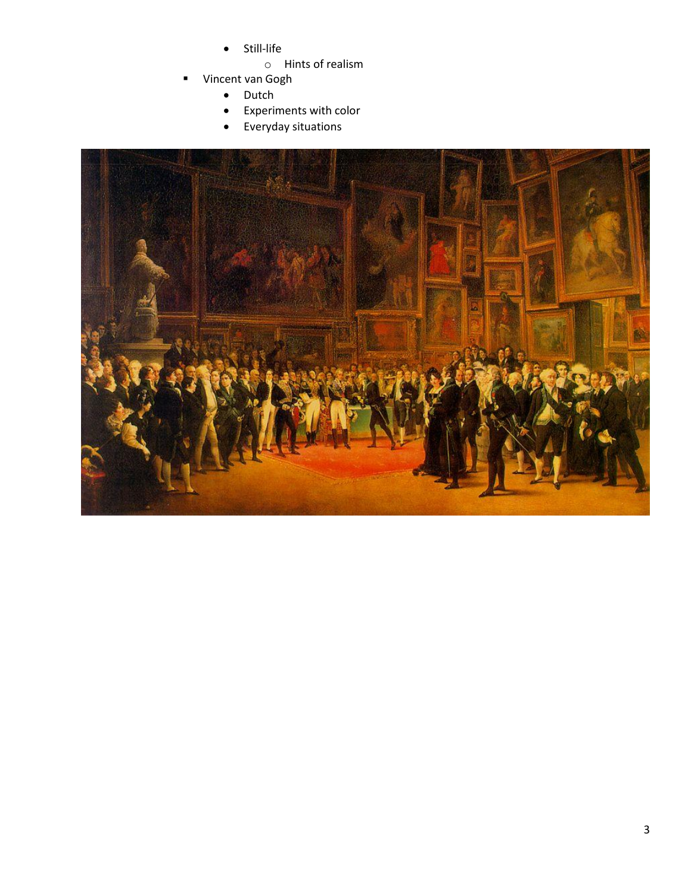- Still-life
  - Hints of realism

- Vincent van Gogh
  - Dutch
  - Experiments with color
  - Everyday situations